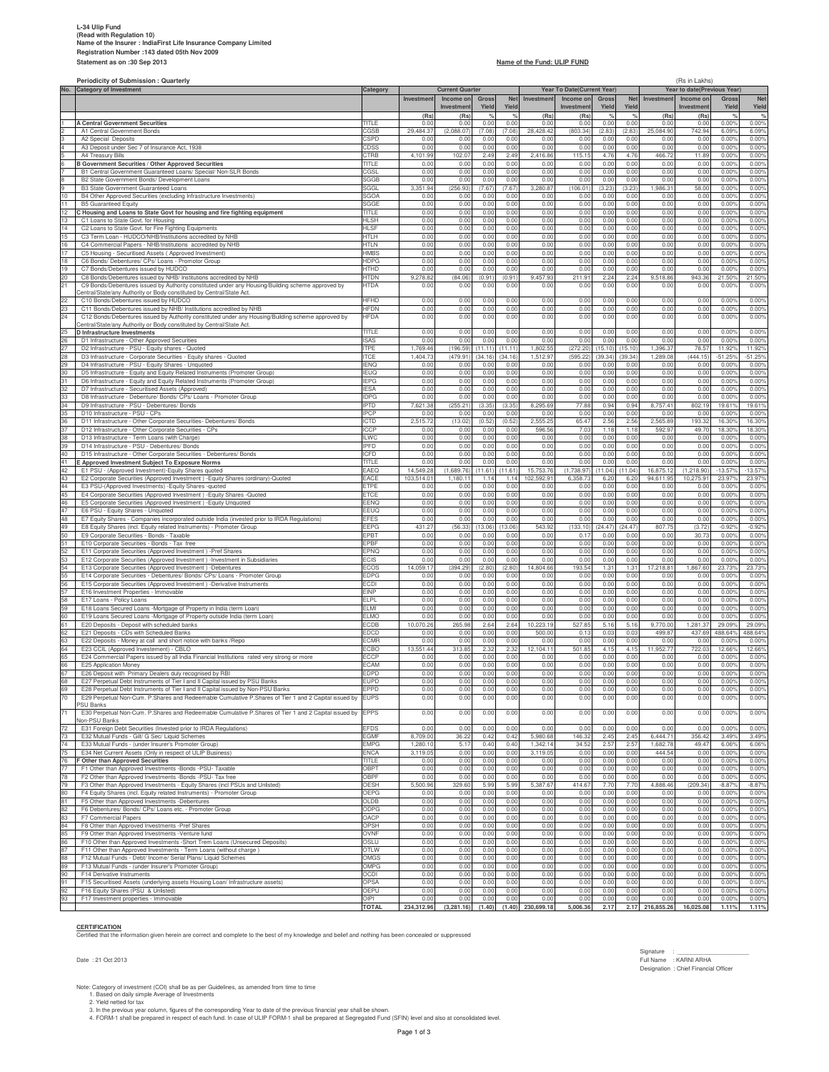L-34 Ulip Fund
(Read with Regulation 10)
Name of the Insurer : IndiaFirst Life Insurance Company Limited
Registration Number :143 dated 05th Nov 2009
Statement as on :30 Sep 2013

**Name of the Fund: ULIP FUND**

Periodicity of Submission : Quarterly

(Rs in Lakhs)

| No. | Category of Investment | Category | Current Quarter | | | | Year To Date(Current Year) | | | | Year to date(Previous Year) | | | |
|---|---|---|---|---|---|---|---|---|---|---|---|---|---|---|
| | | | Investment | Income on Investment | Gross Yield | Net Yield | Investment | Income on Investment | Gross Yield | Net Yield | Investment | Income on Investment | Gross Yield | Net Yield |
| | | | (Rs) | (Rs) | % | % | (Rs) | (Rs) | % | % | (Rs) | (Rs) | % | % |
| 1 | **A Central Government Securities** | TITLE | 0.00 | 0.00 | 0.00 | 0.00 | 0.00 | 0.00 | 0.00 | 0.00 | 0.00 | 0.00 | 0.00% | 0.00% |
| 2 | A1 Central Government Bonds | CGSB | 29,484.37 | (2,088.07) | (7.08) | (7.08) | 28,428.42 | (803.34) | (2.83) | (2.83) | 25,084.90 | 742.94 | 6.09% | 6.09% |
| 3 | A2 Special Deposits | CSPD | 0.00 | 0.00 | 0.00 | 0.00 | 0.00 | 0.00 | 0.00 | 0.00 | 0.00 | 0.00 | 0.00% | 0.00% |
| 4 | A3 Deposit under Sec 7 of Insurance Act, 1938 | CDSS | 0.00 | 0.00 | 0.00 | 0.00 | 0.00 | 0.00 | 0.00 | 0.00 | 0.00 | 0.00 | 0.00% | 0.00% |
| 5 | A4 Treasury Bills | CTRB | 4,101.99 | 102.07 | 2.49 | 2.49 | 2,416.86 | 115.15 | 4.76 | 4.76 | 466.72 | 11.89 | 0.00% | 0.00% |
| 6 | **B Government Securities / Other Approved Securities** | TITLE | 0.00 | 0.00 | 0.00 | 0.00 | 0.00 | 0.00 | 0.00 | 0.00 | 0.00 | 0.00 | 0.00% | 0.00% |
| 7 | B1 Central Government Guaranteed Loans/ Special/ Non-SLR Bonds | CGSL | 0.00 | 0.00 | 0.00 | 0.00 | 0.00 | 0.00 | 0.00 | 0.00 | 0.00 | 0.00 | 0.00% | 0.00% |
| 8 | B2 State Government Bonds/ Development Loans | SGGB | 0.00 | 0.00 | 0.00 | 0.00 | 0.00 | 0.00 | 0.00 | 0.00 | 0.00 | 0.00 | 0.00% | 0.00% |
| 9 | B3 State Government Guaranteed Loans | SGGL | 3,351.94 | (256.93) | (7.67) | (7.67) | 3,280.87 | (106.01) | (3.23) | (3.23) | 1,986.31 | 58.00 | 0.00% | 0.00% |
| 10 | B4 Other Approved Securities (excluding Infrastructure Investments) | SGOA | 0.00 | 0.00 | 0.00 | 0.00 | 0.00 | 0.00 | 0.00 | 0.00 | 0.00 | 0.00 | 0.00% | 0.00% |
| 11 | B5 Guaranteed Equity | SGGE | 0.00 | 0.00 | 0.00 | 0.00 | 0.00 | 0.00 | 0.00 | 0.00 | 0.00 | 0.00 | 0.00% | 0.00% |
| 12 | **C Housing and Loans to State Govt for housing and fire fighting equipment** | TITLE | 0.00 | 0.00 | 0.00 | 0.00 | 0.00 | 0.00 | 0.00 | 0.00 | 0.00 | 0.00 | 0.00% | 0.00% |
| 13 | C1 Loans to State Govt. for Housing | HLSH | 0.00 | 0.00 | 0.00 | 0.00 | 0.00 | 0.00 | 0.00 | 0.00 | 0.00 | 0.00 | 0.00% | 0.00% |
| 14 | C2 Loans to State Govt. for Fire Fighting Equipments | HLSF | 0.00 | 0.00 | 0.00 | 0.00 | 0.00 | 0.00 | 0.00 | 0.00 | 0.00 | 0.00 | 0.00% | 0.00% |
| 15 | C3 Term Loan - HUDCO/NHB/Institutions accredited by NHB | HTLH | 0.00 | 0.00 | 0.00 | 0.00 | 0.00 | 0.00 | 0.00 | 0.00 | 0.00 | 0.00 | 0.00% | 0.00% |
| 16 | C4 Commercial Papers - NHB/Institutions accredited by NHB | HTLN | 0.00 | 0.00 | 0.00 | 0.00 | 0.00 | 0.00 | 0.00 | 0.00 | 0.00 | 0.00 | 0.00% | 0.00% |
| 17 | C5 Housing - Securitised Assets ( Approved Investment) | HMBS | 0.00 | 0.00 | 0.00 | 0.00 | 0.00 | 0.00 | 0.00 | 0.00 | 0.00 | 0.00 | 0.00% | 0.00% |
| 18 | C6 Bonds/ Debentures/ CPs/ Loans - Promotor Group | HDPG | 0.00 | 0.00 | 0.00 | 0.00 | 0.00 | 0.00 | 0.00 | 0.00 | 0.00 | 0.00 | 0.00% | 0.00% |
| 19 | C7 Bonds/Debentures issued by HUDCO | HTHD | 0.00 | 0.00 | 0.00 | 0.00 | 0.00 | 0.00 | 0.00 | 0.00 | 0.00 | 0.00 | 0.00% | 0.00% |
| 20 | C8 Bonds/Debentures issued by NHB/ Institutions accredited by NHB | HTDN | 9,278.82 | (84.06) | (0.91) | (0.91) | 9,457.93 | 211.91 | 2.24 | 2.24 | 9,518.86 | 943.36 | 21.50% | 21.50% |
| 21 | C9 Bonds/Debentures issued by Authority constituted under any Housing/Building scheme approved by Central/State/any Authority or Body constituted by Central/State Act. | HTDA | 0.00 | 0.00 | 0.00 | 0.00 | 0.00 | 0.00 | 0.00 | 0.00 | 0.00 | 0.00 | 0.00% | 0.00% |
| 22 | C10 Bonds/Debentures issued by HUDCO | HFHD | 0.00 | 0.00 | 0.00 | 0.00 | 0.00 | 0.00 | 0.00 | 0.00 | 0.00 | 0.00 | 0.00% | 0.00% |
| 23 | C11 Bonds/Debentures issued by NHB/ Institutions accredited by NHB | HFDN | 0.00 | 0.00 | 0.00 | 0.00 | 0.00 | 0.00 | 0.00 | 0.00 | 0.00 | 0.00 | 0.00% | 0.00% |
| 24 | C12 Bonds/Debentures issued by Authority constituted under any Housing/Building scheme approved by Central/State/any Authority or Body constituted by Central/State Act. | HFDA | 0.00 | 0.00 | 0.00 | 0.00 | 0.00 | 0.00 | 0.00 | 0.00 | 0.00 | 0.00 | 0.00% | 0.00% |
| 25 | **D Infrastructure Investments** | TITLE | 0.00 | 0.00 | 0.00 | 0.00 | 0.00 | 0.00 | 0.00 | 0.00 | 0.00 | 0.00 | 0.00% | 0.00% |
| 26 | D1 Infrastructure - Other Approved Securities | ISAS | 0.00 | 0.00 | 0.00 | 0.00 | 0.00 | 0.00 | 0.00 | 0.00 | 0.00 | 0.00 | 0.00% | 0.00% |
| 27 | D2 Infrastructure - PSU - Equity shares - Quoted | ITPE | 1,769.46 | (196.59) | (11.11) | (11.11) | 1,802.55 | (272.20) | (15.10) | (15.10) | 1,396.37 | 78.57 | 11.92% | 11.92% |
| 28 | D3 Infrastructure - Corporate Securities - Equity shares - Quoted | ITCE | 1,404.73 | (479.91) | (34.16) | (34.16) | 1,512.97 | (595.22) | (39.34) | (39.34) | 1,289.08 | (444.15) | -51.25% | -51.25% |
| 29 | D4 Infrastructure - PSU - Equity Shares - Unquoted | IENQ | 0.00 | 0.00 | 0.00 | 0.00 | 0.00 | 0.00 | 0.00 | 0.00 | 0.00 | 0.00 | 0.00% | 0.00% |
| 30 | D5 Infrastructure - Equity and Equity Related Instruments (Promoter Group) | IEUQ | 0.00 | 0.00 | 0.00 | 0.00 | 0.00 | 0.00 | 0.00 | 0.00 | 0.00 | 0.00 | 0.00% | 0.00% |
| 31 | D6 Infrastructure - Equity and Equity Related Instruments (Promoter Group) | IEPG | 0.00 | 0.00 | 0.00 | 0.00 | 0.00 | 0.00 | 0.00 | 0.00 | 0.00 | 0.00 | 0.00% | 0.00% |
| 32 | D7 Infrastructure - Securitised Assets (Approved) | IESA | 0.00 | 0.00 | 0.00 | 0.00 | 0.00 | 0.00 | 0.00 | 0.00 | 0.00 | 0.00 | 0.00% | 0.00% |
| 33 | D8 Infrastructure - Debenture/ Bonds/ CPs/ Loans - Promoter Group | IDPG | 0.00 | 0.00 | 0.00 | 0.00 | 0.00 | 0.00 | 0.00 | 0.00 | 0.00 | 0.00 | 0.00% | 0.00% |
| 34 | D9 Infrastructure - PSU - Debentures/ Bonds | IPTD | 7,621.38 | (255.21) | (3.35) | (3.35) | 8,295.69 | 77.88 | 0.94 | 0.94 | 8,757.41 | 802.19 | 19.61% | 19.61% |
| 35 | D10 Infrastructure - PSU - CPs | IPCP | 0.00 | 0.00 | 0.00 | 0.00 | 0.00 | 0.00 | 0.00 | 0.00 | 0.00 | 0.00 | 0.00% | 0.00% |
| 36 | D11 Infrastructure - Other Corporate Securities- Debentures/ Bonds | ICTD | 2,515.72 | (13.02) | (0.52) | (0.52) | 2,555.25 | 65.47 | 2.56 | 2.56 | 2,565.89 | 193.32 | 16.30% | 16.30% |
| 37 | D12 Infrastructure - Other Corporate Securities - CPs | ICCP | 0.00 | 0.00 | 0.00 | 0.00 | 596.56 | 7.03 | 1.18 | 1.18 | 592.97 | 49.70 | 18.30% | 18.30% |
| 38 | D13 Infrastructure - Term Loans (with Charge) | ILWC | 0.00 | 0.00 | 0.00 | 0.00 | 0.00 | 0.00 | 0.00 | 0.00 | 0.00 | 0.00 | 0.00% | 0.00% |
| 39 | D14 Infrastructure - PSU - Debentures/ Bonds | IPFD | 0.00 | 0.00 | 0.00 | 0.00 | 0.00 | 0.00 | 0.00 | 0.00 | 0.00 | 0.00 | 0.00% | 0.00% |
| 40 | D15 Infrastructure - Other Corporate Securities - Debentures/ Bonds | ICFD | 0.00 | 0.00 | 0.00 | 0.00 | 0.00 | 0.00 | 0.00 | 0.00 | 0.00 | 0.00 | 0.00% | 0.00% |
| 41 | **E Approved Investment Subject To Exposure Norms** | TITLE | 0.00 | 0.00 | 0.00 | 0.00 | 0.00 | 0.00 | 0.00 | 0.00 | 0.00 | 0.00 | 0.00% | 0.00% |
| 42 | E1 PSU - (Approved Investment)-Equity Shares quoted | EAEQ | 14,549.28 | (1,689.76) | (11.61) | (11.61) | 15,753.76 | (1,738.97) | (11.04) | (11.04) | 16,875.12 | (1,218.90) | -13.57% | -13.57% |
| 43 | E2 Corporate Securities (Approved Investment ) -Equity Shares (ordinary)-Quoted | EACE | 103,514.01 | 1,180.11 | 1.14 | 1.14 | 102,592.91 | 6,358.73 | 6.20 | 6.20 | 94,611.95 | 10,275.91 | 23.97% | 23.97% |
| 44 | E3 PSU-(Approved Investments) -Equity Shares -quoted | ETPE | 0.00 | 0.00 | 0.00 | 0.00 | 0.00 | 0.00 | 0.00 | 0.00 | 0.00 | 0.00 | 0.00% | 0.00% |
| 45 | E4 Corporate Securities (Approved Investment ) -Equity Shares -Quoted | ETCE | 0.00 | 0.00 | 0.00 | 0.00 | 0.00 | 0.00 | 0.00 | 0.00 | 0.00 | 0.00 | 0.00% | 0.00% |
| 46 | E5 Corporate Securities (Approved Investment ) -Equity Unquoted | EENQ | 0.00 | 0.00 | 0.00 | 0.00 | 0.00 | 0.00 | 0.00 | 0.00 | 0.00 | 0.00 | 0.00% | 0.00% |
| 47 | E6 PSU - Equity Shares - Unquoted | EEUQ | 0.00 | 0.00 | 0.00 | 0.00 | 0.00 | 0.00 | 0.00 | 0.00 | 0.00 | 0.00 | 0.00% | 0.00% |
| 48 | E7 Equity Shares - Companies incorporated outside India (invested prior to IRDA Regulations) | EFES | 0.00 | 0.00 | 0.00 | 0.00 | 0.00 | 0.00 | 0.00 | 0.00 | 0.00 | 0.00 | 0.00% | 0.00% |
| 49 | E8 Equity Shares (incl. Equity related Instruments) - Promoter Group | EEPG | 431.27 | (56.33) | (13.06) | (13.06) | 543.92 | (133.10) | (24.47) | (24.47) | 807.75 | (3.72) | -0.92% | -0.92% |
| 50 | E9 Corporate Securities - Bonds - Taxable | EPBT | 0.00 | 0.00 | 0.00 | 0.00 | 0.00 | 0.17 | 0.00 | 0.00 | 0.00 | 30.73 | 0.00% | 0.00% |
| 51 | E10 Corporate Securities - Bonds - Tax free | EPBF | 0.00 | 0.00 | 0.00 | 0.00 | 0.00 | 0.00 | 0.00 | 0.00 | 0.00 | 0.00 | 0.00% | 0.00% |
| 52 | E11 Corporate Securities (Approved Investment ) -Pref Shares | EPNQ | 0.00 | 0.00 | 0.00 | 0.00 | 0.00 | 0.00 | 0.00 | 0.00 | 0.00 | 0.00 | 0.00% | 0.00% |
| 53 | E12 Corporate Securities (Approved Investment ) -Investment in Subsidiaries | ECIS | 0.00 | 0.00 | 0.00 | 0.00 | 0.00 | 0.00 | 0.00 | 0.00 | 0.00 | 0.00 | 0.00% | 0.00% |
| 54 | E13 Corporate Securities (Approved Investment ) -Debentures | ECOS | 14,059.17 | (394.29) | (2.80) | (2.80) | 14,804.66 | 193.54 | 1.31 | 1.31 | 17,218.81 | 1,867.60 | 23.73% | 23.73% |
| 55 | E14 Corporate Securities - Debentures/ Bonds/ CPs/ Loans - Promoter Group | EDPG | 0.00 | 0.00 | 0.00 | 0.00 | 0.00 | 0.00 | 0.00 | 0.00 | 0.00 | 0.00 | 0.00% | 0.00% |
| 56 | E15 Corporate Securities (Approved Investment ) -Derivative Instruments | ECDI | 0.00 | 0.00 | 0.00 | 0.00 | 0.00 | 0.00 | 0.00 | 0.00 | 0.00 | 0.00 | 0.00% | 0.00% |
| 57 | E16 Investment Properties - Immovable | EINP | 0.00 | 0.00 | 0.00 | 0.00 | 0.00 | 0.00 | 0.00 | 0.00 | 0.00 | 0.00 | 0.00% | 0.00% |
| 58 | E17 Loans - Policy Loans | ELPL | 0.00 | 0.00 | 0.00 | 0.00 | 0.00 | 0.00 | 0.00 | 0.00 | 0.00 | 0.00 | 0.00% | 0.00% |
| 59 | E18 Loans Secured Loans -Mortgage of Property in India (term Loan) | ELMI | 0.00 | 0.00 | 0.00 | 0.00 | 0.00 | 0.00 | 0.00 | 0.00 | 0.00 | 0.00 | 0.00% | 0.00% |
| 60 | E19 Loans Secured Loans -Mortgage of Property outside India (term Loan) | ELMO | 0.00 | 0.00 | 0.00 | 0.00 | 0.00 | 0.00 | 0.00 | 0.00 | 0.00 | 0.00 | 0.00% | 0.00% |
| 61 | E20 Deposits - Deposit with scheduled banks | ECDB | 10,070.26 | 265.98 | 2.64 | 2.64 | 10,223.19 | 527.85 | 5.16 | 5.16 | 9,770.00 | 1,281.37 | 29.09% | 29.09% |
| 62 | E21 Deposits - CDs with Scheduled Banks | EDCD | 0.00 | 0.00 | 0.00 | 0.00 | 500.00 | 0.13 | 0.03 | 0.03 | 499.87 | 437.69 | 488.64% | 488.64% |
| 63 | E22 Deposits - Money at call and short notice with banks /Repo | ECMR | 0.00 | 0.00 | 0.00 | 0.00 | 0.00 | 0.00 | 0.00 | 0.00 | 0.00 | 0.00 | 0.00% | 0.00% |
| 64 | E23 CCIL (Approved Investement) - CBLO | ECBO | 13,551.44 | 313.85 | 2.32 | 2.32 | 12,104.11 | 501.85 | 4.15 | 4.15 | 11,952.77 | 722.03 | 12.66% | 12.66% |
| 65 | E24 Commercial Papers issued by all India Financial Institutions rated very strong or more | ECCP | 0.00 | 0.00 | 0.00 | 0.00 | 0.00 | 0.00 | 0.00 | 0.00 | 0.00 | 0.00 | 0.00% | 0.00% |
| 66 | E25 Application Money | ECAM | 0.00 | 0.00 | 0.00 | 0.00 | 0.00 | 0.00 | 0.00 | 0.00 | 0.00 | 0.00 | 0.00% | 0.00% |
| 67 | E26 Deposit with Primary Dealers duly recognised by RBI | EDPD | 0.00 | 0.00 | 0.00 | 0.00 | 0.00 | 0.00 | 0.00 | 0.00 | 0.00 | 0.00 | 0.00% | 0.00% |
| 68 | E27 Perpetual Debt Instruments of Tier I and II Capital issued by PSU Banks | EUPD | 0.00 | 0.00 | 0.00 | 0.00 | 0.00 | 0.00 | 0.00 | 0.00 | 0.00 | 0.00 | 0.00% | 0.00% |
| 69 | E28 Perpetual Debt Instruments of Tier I and II Capital issued by Non-PSU Banks | EPPD | 0.00 | 0.00 | 0.00 | 0.00 | 0.00 | 0.00 | 0.00 | 0.00 | 0.00 | 0.00 | 0.00% | 0.00% |
| 70 | E29 Perpetual Non-Cum. P.Shares and Redeemable Cumulative P.Shares of Tier 1 and 2 Capital issued by PSU Banks | EUPS | 0.00 | 0.00 | 0.00 | 0.00 | 0.00 | 0.00 | 0.00 | 0.00 | 0.00 | 0.00 | 0.00% | 0.00% |
| 71 | E30 Perpetual Non-Cum. P.Shares and Redeemable Cumulative P.Shares of Tier 1 and 2 Capital issued by Non-PSU Banks | EPPS | 0.00 | 0.00 | 0.00 | 0.00 | 0.00 | 0.00 | 0.00 | 0.00 | 0.00 | 0.00 | 0.00% | 0.00% |
| 72 | E31 Foreign Debt Securities (Invested prior to IRDA Regulations) | EFDS | 0.00 | 0.00 | 0.00 | 0.00 | 0.00 | 0.00 | 0.00 | 0.00 | 0.00 | 0.00 | 0.00% | 0.00% |
| 73 | E32 Mutual Funds - Gilt/ G Sec/ Liquid Schemes | EGMF | 8,709.00 | 36.22 | 0.42 | 0.42 | 5,980.68 | 146.32 | 2.45 | 2.45 | 6,444.71 | 356.42 | 3.49% | 3.49% |
| 74 | E33 Mutual Funds - (under Insurer's Promoter Group) | EMPG | 1,280.10 | 5.17 | 0.40 | 0.40 | 1,342.14 | 34.52 | 2.57 | 2.57 | 1,682.78 | 49.47 | 6.06% | 6.06% |
| 75 | E34 Net Current Assets (Only in respect of ULIP Business) | ENCA | 3,119.05 | 0.00 | 0.00 | 0.00 | 3,119.05 | 0.00 | 0.00 | 0.00 | 444.54 | 0.00 | 0.00% | 0.00% |
| 76 | **F Other than Approved Securities** | TITLE | 0.00 | 0.00 | 0.00 | 0.00 | 0.00 | 0.00 | 0.00 | 0.00 | 0.00 | 0.00 | 0.00% | 0.00% |
| 77 | F1 Other than Approved Investments -Bonds -PSU- Taxable | OBPT | 0.00 | 0.00 | 0.00 | 0.00 | 0.00 | 0.00 | 0.00 | 0.00 | 0.00 | 0.00 | 0.00% | 0.00% |
| 78 | F2 Other than Approved Investments -Bonds -PSU- Tax free | OBPF | 0.00 | 0.00 | 0.00 | 0.00 | 0.00 | 0.00 | 0.00 | 0.00 | 0.00 | 0.00 | 0.00% | 0.00% |
| 79 | F3 Other than Approved Investments - Equity Shares (incl PSUs and Unlisted) | OESH | 5,500.96 | 329.60 | 5.99 | 5.99 | 5,387.67 | 414.67 | 7.70 | 7.70 | 4,888.46 | (209.34) | -8.87% | -8.87% |
| 80 | F4 Equity Shares (incl. Equity related Instruments) - Promoter Group | OEPG | 0.00 | 0.00 | 0.00 | 0.00 | 0.00 | 0.00 | 0.00 | 0.00 | 0.00 | 0.00 | 0.00% | 0.00% |
| 81 | F5 Other than Approved Investments -Debentures | OLDB | 0.00 | 0.00 | 0.00 | 0.00 | 0.00 | 0.00 | 0.00 | 0.00 | 0.00 | 0.00 | 0.00% | 0.00% |
| 82 | F6 Debentures/ Bonds/ CPs/ Loans etc. - Promoter Group | ODPG | 0.00 | 0.00 | 0.00 | 0.00 | 0.00 | 0.00 | 0.00 | 0.00 | 0.00 | 0.00 | 0.00% | 0.00% |
| 83 | F7 Commercial Papers | OACP | 0.00 | 0.00 | 0.00 | 0.00 | 0.00 | 0.00 | 0.00 | 0.00 | 0.00 | 0.00 | 0.00% | 0.00% |
| 84 | F8 Other than Approved Investments -Pref Shares | OPSH | 0.00 | 0.00 | 0.00 | 0.00 | 0.00 | 0.00 | 0.00 | 0.00 | 0.00 | 0.00 | 0.00% | 0.00% |
| 85 | F9 Other than Approved Investments -Venture fund | OVNF | 0.00 | 0.00 | 0.00 | 0.00 | 0.00 | 0.00 | 0.00 | 0.00 | 0.00 | 0.00 | 0.00% | 0.00% |
| 86 | F10 Other than Approved Investments -Short Trem Loans (Unsecured Deposits) | OSLU | 0.00 | 0.00 | 0.00 | 0.00 | 0.00 | 0.00 | 0.00 | 0.00 | 0.00 | 0.00 | 0.00% | 0.00% |
| 87 | F11 Other than Approved Investments - Term Loans (without charge ) | OTLW | 0.00 | 0.00 | 0.00 | 0.00 | 0.00 | 0.00 | 0.00 | 0.00 | 0.00 | 0.00 | 0.00% | 0.00% |
| 88 | F12 Mutual Funds - Debt/ Income/ Serial Plans/ Liquid Schemes | OMGS | 0.00 | 0.00 | 0.00 | 0.00 | 0.00 | 0.00 | 0.00 | 0.00 | 0.00 | 0.00 | 0.00% | 0.00% |
| 89 | F13 Mutual Funds - (under Insurer's Promoter Group) | OMPG | 0.00 | 0.00 | 0.00 | 0.00 | 0.00 | 0.00 | 0.00 | 0.00 | 0.00 | 0.00 | 0.00% | 0.00% |
| 90 | F14 Derivative Instruments | OCDI | 0.00 | 0.00 | 0.00 | 0.00 | 0.00 | 0.00 | 0.00 | 0.00 | 0.00 | 0.00 | 0.00% | 0.00% |
| 91 | F15 Securitised Assets (underlying assets Housing Loan/ Infrastructure assets) | OPSA | 0.00 | 0.00 | 0.00 | 0.00 | 0.00 | 0.00 | 0.00 | 0.00 | 0.00 | 0.00 | 0.00% | 0.00% |
| 92 | F16 Equity Shares (PSU & Unlisted) | OEPU | 0.00 | 0.00 | 0.00 | 0.00 | 0.00 | 0.00 | 0.00 | 0.00 | 0.00 | 0.00 | 0.00% | 0.00% |
| 93 | F17 Investment properties - Immovable | OIPI | 0.00 | 0.00 | 0.00 | 0.00 | 0.00 | 0.00 | 0.00 | 0.00 | 0.00 | 0.00 | 0.00% | 0.00% |
| | | **TOTAL** | **234,312.96** | **(3,281.16)** | **(1.40)** | **(1.40)** | **230,699.18** | **5,006.36** | **2.17** | **2.17** | **216,855.26** | **16,025.08** | **1.11%** | **1.11%** |

**CERTIFICATION**
Certified that the information given herein are correct and complete to the best of my knowledge and belief and nothing has been concealed or suppressed

Date : 21 Oct 2013

Signature : ____________________
Full Name : KARNI ARHA
Designation : Chief Financial Officer

Note: Category of investment (COI) shall be as per Guidelines, as amended from time to time
1. Based on daily simple Average of Investments
2. Yield netted for tax
3. In the previous year column, figures of the corresponding Year to date of the previous financial year shall be shown.
4. FORM-1 shall be prepared in respect of each fund. In case of ULIP FORM-1 shall be prepared at Segregated Fund (SFIN) level and also at consolidated level.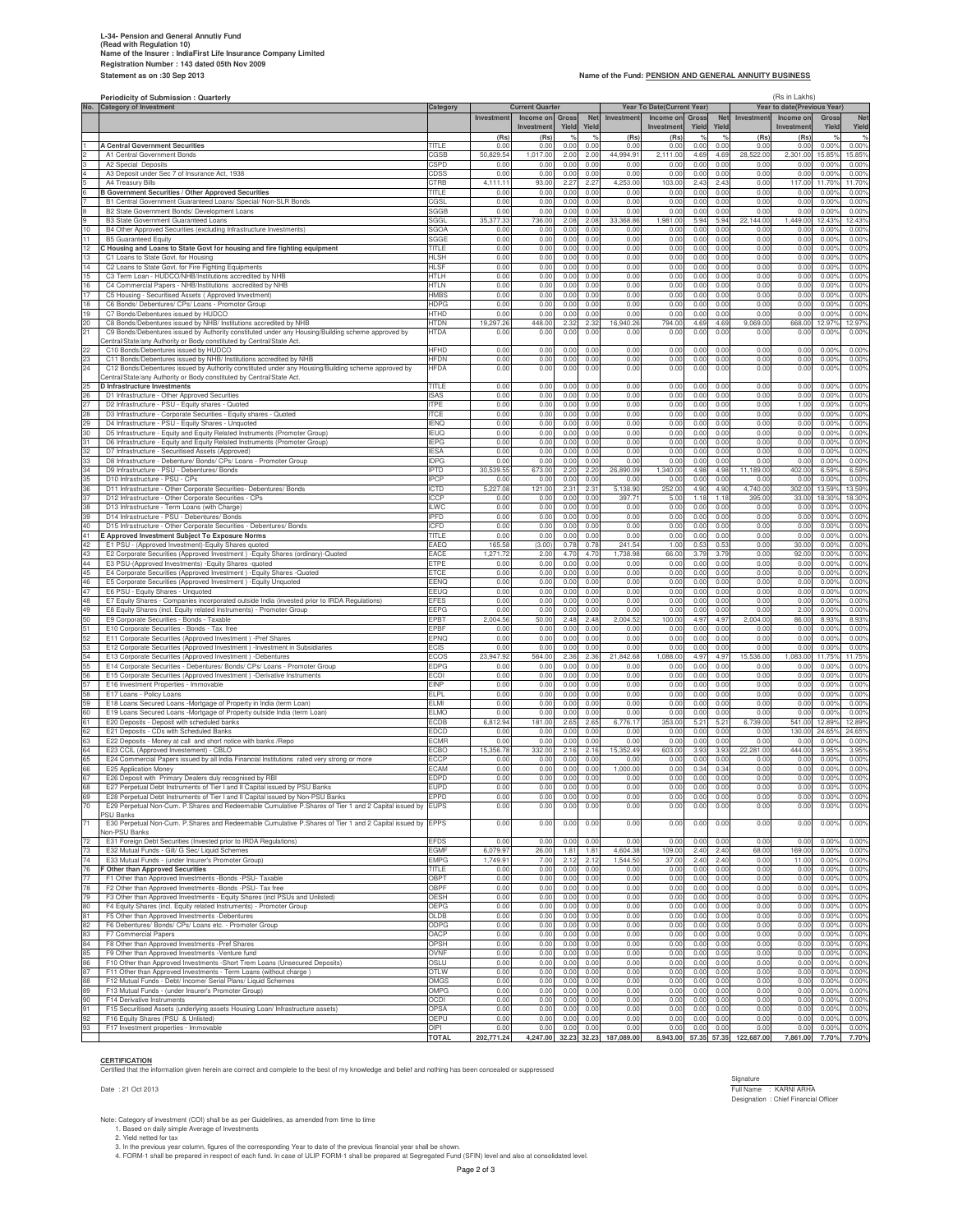**L-34- Pension and General Annutiy Fund**
**(Read with Regulation 10)**
**Name of the Insurer : IndiaFirst Life Insurance Company Limited**
**Registration Number : 143 dated 05th Nov 2009**
**Statement as on :30 Sep 2013**

**Name of the Fund: PENSION AND GENERAL ANNUITY BUSINESS**

**Periodicity of Submission : Quarterly**

(Rs in Lakhs)

| No. | Category of Investment | Category | Current Quarter | | | | Year To Date(Current Year) | | | | Year to date(Previous Year) | | | |
|---|---|---|---|---|---|---|---|---|---|---|---|---|---|---|
| | | | Investment | Income on Investment | Gross Yield | Net Yield | Investment | Income on Investment | Gross Yield | Net Yield | Investment | Income on Investment | Gross Yield | Net Yield |
| | | | (Rs) | (Rs) | % | % | (Rs) | (Rs) | % | % | (Rs) | (Rs) | % | % |
| 1 | **A Central Government Securities** | TITLE | 0.00 | 0.00 | 0.00 | 0.00 | 0.00 | 0.00 | 0.00 | 0.00 | 0.00 | 0.00 | 0.00% | 0.00% |
| 2 | A1 Central Government Bonds | CGSB | 50,829.54 | 1,017.00 | 2.00 | 2.00 | 44,994.91 | 2,111.00 | 4.69 | 4.69 | 28,522.00 | 2,301.00 | 15.85% | 15.85% |
| 3 | A2 Special Deposits | CSPD | 0.00 | 0.00 | 0.00 | 0.00 | 0.00 | 0.00 | 0.00 | 0.00 | 0.00 | 0.00 | 0.00% | 0.00% |
| 4 | A3 Deposit under Sec 7 of Insurance Act, 1938 | CDSS | 0.00 | 0.00 | 0.00 | 0.00 | 0.00 | 0.00 | 0.00 | 0.00 | 0.00 | 0.00 | 0.00% | 0.00% |
| 5 | A4 Treasury Bills | CTRB | 4,111.11 | 93.00 | 2.27 | 2.27 | 4,253.00 | 103.00 | 2.43 | 2.43 | 0.00 | 117.00 | 11.70% | 11.70% |
| 6 | **B Government Securities / Other Approved Securities** | TITLE | 0.00 | 0.00 | 0.00 | 0.00 | 0.00 | 0.00 | 0.00 | 0.00 | 0.00 | 0.00 | 0.00% | 0.00% |
| 7 | B1 Central Government Guaranteed Loans/ Special/ Non-SLR Bonds | CGSL | 0.00 | 0.00 | 0.00 | 0.00 | 0.00 | 0.00 | 0.00 | 0.00 | 0.00 | 0.00 | 0.00% | 0.00% |
| 8 | B2 State Government Bonds/ Development Loans | SGGB | 0.00 | 0.00 | 0.00 | 0.00 | 0.00 | 0.00 | 0.00 | 0.00 | 0.00 | 0.00 | 0.00% | 0.00% |
| 9 | B3 State Government Guaranteed Loans | SGGL | 35,377.33 | 736.00 | 2.08 | 2.08 | 33,368.86 | 1,981.00 | 5.94 | 5.94 | 22,144.00 | 1,449.00 | 12.43% | 12.43% |
| 10 | B4 Other Approved Securities (excluding Infrastructure Investments) | SGOA | 0.00 | 0.00 | 0.00 | 0.00 | 0.00 | 0.00 | 0.00 | 0.00 | 0.00 | 0.00 | 0.00% | 0.00% |
| 11 | B5 Guaranteed Equity | SGGE | 0.00 | 0.00 | 0.00 | 0.00 | 0.00 | 0.00 | 0.00 | 0.00 | 0.00 | 0.00 | 0.00% | 0.00% |
| 12 | **C Housing and Loans to State Govt for housing and fire fighting equipment** | TITLE | 0.00 | 0.00 | 0.00 | 0.00 | 0.00 | 0.00 | 0.00 | 0.00 | 0.00 | 0.00 | 0.00% | 0.00% |
| 13 | C1 Loans to State Govt. for Housing | HLSH | 0.00 | 0.00 | 0.00 | 0.00 | 0.00 | 0.00 | 0.00 | 0.00 | 0.00 | 0.00 | 0.00% | 0.00% |
| 14 | C2 Loans to State Govt. for Fire Fighting Equipments | HLSF | 0.00 | 0.00 | 0.00 | 0.00 | 0.00 | 0.00 | 0.00 | 0.00 | 0.00 | 0.00 | 0.00% | 0.00% |
| 15 | C3 Term Loan - HUDCO/NHB/Institutions accredited by NHB | HTLH | 0.00 | 0.00 | 0.00 | 0.00 | 0.00 | 0.00 | 0.00 | 0.00 | 0.00 | 0.00 | 0.00% | 0.00% |
| 16 | C4 Commercial Papers - NHB/Institutions accredited by NHB | HTLN | 0.00 | 0.00 | 0.00 | 0.00 | 0.00 | 0.00 | 0.00 | 0.00 | 0.00 | 0.00 | 0.00% | 0.00% |
| 17 | C5 Housing - Securitised Assets ( Approved Investment) | HMBS | 0.00 | 0.00 | 0.00 | 0.00 | 0.00 | 0.00 | 0.00 | 0.00 | 0.00 | 0.00 | 0.00% | 0.00% |
| 18 | C6 Bonds/ Debentures/ CPs/ Loans - Promotor Group | HDPG | 0.00 | 0.00 | 0.00 | 0.00 | 0.00 | 0.00 | 0.00 | 0.00 | 0.00 | 0.00 | 0.00% | 0.00% |
| 19 | C7 Bonds/Debentures issued by HUDCO | HTHD | 0.00 | 0.00 | 0.00 | 0.00 | 0.00 | 0.00 | 0.00 | 0.00 | 0.00 | 0.00 | 0.00% | 0.00% |
| 20 | C8 Bonds/Debentures issued by NHB/ Institutions accredited by NHB | HTDN | 19,297.26 | 448.00 | 2.32 | 2.32 | 16,940.26 | 794.00 | 4.69 | 4.69 | 9,069.00 | 668.00 | 12.97% | 12.97% |
| 21 | C9 Bonds/Debentures issued by Authority constituted under any Housing/Building scheme approved by Central/State/any Authority or Body constituted by Central/State Act. | HTDA | 0.00 | 0.00 | 0.00 | 0.00 | 0.00 | 0.00 | 0.00 | 0.00 | 0.00 | 0.00 | 0.00% | 0.00% |
| 22 | C10 Bonds/Debentures issued by HUDCO | HFHD | 0.00 | 0.00 | 0.00 | 0.00 | 0.00 | 0.00 | 0.00 | 0.00 | 0.00 | 0.00 | 0.00% | 0.00% |
| 23 | C11 Bonds/Debentures issued by NHB/ Institutions accredited by NHB | HFDN | 0.00 | 0.00 | 0.00 | 0.00 | 0.00 | 0.00 | 0.00 | 0.00 | 0.00 | 0.00 | 0.00% | 0.00% |
| 24 | C12 Bonds/Debentures issued by Authority constituted under any Housing/Building scheme approved by Central/State/any Authority or Body constituted by Central/State Act. | HFDA | 0.00 | 0.00 | 0.00 | 0.00 | 0.00 | 0.00 | 0.00 | 0.00 | 0.00 | 0.00 | 0.00% | 0.00% |
| 25 | **D Infrastructure Investments** | TITLE | 0.00 | 0.00 | 0.00 | 0.00 | 0.00 | 0.00 | 0.00 | 0.00 | 0.00 | 0.00 | 0.00% | 0.00% |
| 26 | D1 Infrastructure - Other Approved Securities | ISAS | 0.00 | 0.00 | 0.00 | 0.00 | 0.00 | 0.00 | 0.00 | 0.00 | 0.00 | 0.00 | 0.00% | 0.00% |
| 27 | D2 Infrastructure - PSU - Equity shares - Quoted | ITPE | 0.00 | 0.00 | 0.00 | 0.00 | 0.00 | 0.00 | 0.00 | 0.00 | 0.00 | 1.00 | 0.00% | 0.00% |
| 28 | D3 Infrastructure - Corporate Securities - Equity shares - Quoted | ITCE | 0.00 | 0.00 | 0.00 | 0.00 | 0.00 | 0.00 | 0.00 | 0.00 | 0.00 | 0.00 | 0.00% | 0.00% |
| 29 | D4 Infrastructure - PSU - Equity Shares - Unquoted | IENQ | 0.00 | 0.00 | 0.00 | 0.00 | 0.00 | 0.00 | 0.00 | 0.00 | 0.00 | 0.00 | 0.00% | 0.00% |
| 30 | D5 Infrastructure - Equity and Equity Related Instruments (Promoter Group) | IEUQ | 0.00 | 0.00 | 0.00 | 0.00 | 0.00 | 0.00 | 0.00 | 0.00 | 0.00 | 0.00 | 0.00% | 0.00% |
| 31 | D6 Infrastructure - Equity and Equity Related Instruments (Promoter Group) | IEPG | 0.00 | 0.00 | 0.00 | 0.00 | 0.00 | 0.00 | 0.00 | 0.00 | 0.00 | 0.00 | 0.00% | 0.00% |
| 32 | D7 Infrastructure - Securitised Assets (Approved) | IESA | 0.00 | 0.00 | 0.00 | 0.00 | 0.00 | 0.00 | 0.00 | 0.00 | 0.00 | 0.00 | 0.00% | 0.00% |
| 33 | D8 Infrastructure - Debenture/ Bonds/ CPs/ Loans - Promoter Group | IDPG | 0.00 | 0.00 | 0.00 | 0.00 | 0.00 | 0.00 | 0.00 | 0.00 | 0.00 | 0.00 | 0.00% | 0.00% |
| 34 | D9 Infrastructure - PSU - Debentures/ Bonds | IPTD | 30,539.55 | 673.00 | 2.20 | 2.20 | 26,890.09 | 1,340.00 | 4.98 | 4.98 | 11,189.00 | 402.00 | 6.59% | 6.59% |
| 35 | D10 Infrastructure - PSU - CPs | IPCP | 0.00 | 0.00 | 0.00 | 0.00 | 0.00 | 0.00 | 0.00 | 0.00 | 0.00 | 0.00 | 0.00% | 0.00% |
| 36 | D11 Infrastructure - Other Corporate Securities- Debentures/ Bonds | ICTD | 5,227.08 | 121.00 | 2.31 | 2.31 | 5,138.90 | 252.00 | 4.90 | 4.90 | 4,740.00 | 302.00 | 13.59% | 13.59% |
| 37 | D12 Infrastructure - Other Corporate Securities - CPs | ICCP | 0.00 | 0.00 | 0.00 | 0.00 | 397.71 | 5.00 | 1.18 | 1.18 | 395.00 | 33.00 | 18.30% | 18.30% |
| 38 | D13 Infrastructure - Term Loans (with Charge) | ILWC | 0.00 | 0.00 | 0.00 | 0.00 | 0.00 | 0.00 | 0.00 | 0.00 | 0.00 | 0.00 | 0.00% | 0.00% |
| 39 | D14 Infrastructure - PSU - Debentures/ Bonds | IPFD | 0.00 | 0.00 | 0.00 | 0.00 | 0.00 | 0.00 | 0.00 | 0.00 | 0.00 | 0.00 | 0.00% | 0.00% |
| 40 | D15 Infrastructure - Other Corporate Securities - Debentures/ Bonds | ICFD | 0.00 | 0.00 | 0.00 | 0.00 | 0.00 | 0.00 | 0.00 | 0.00 | 0.00 | 0.00 | 0.00% | 0.00% |
| 41 | **E Approved Investment Subject To Exposure Norms** | TITLE | 0.00 | 0.00 | 0.00 | 0.00 | 0.00 | 0.00 | 0.00 | 0.00 | 0.00 | 0.00 | 0.00% | 0.00% |
| 42 | E1 PSU - (Approved Investment)-Equity Shares quoted | EAEQ | 165.58 | (3.00) | 0.78 | 0.78 | 241.54 | 1.00 | 0.53 | 0.53 | 0.00 | 30.00 | 0.00% | 0.00% |
| 43 | E2 Corporate Securities (Approved Investment ) -Equity Shares (ordinary)-Quoted | EACE | 1,271.72 | 2.00 | 4.70 | 4.70 | 1,738.98 | 66.00 | 3.79 | 3.79 | 0.00 | 92.00 | 0.00% | 0.00% |
| 44 | E3 PSU-(Approved Investments) -Equity Shares -quoted | ETPE | 0.00 | 0.00 | 0.00 | 0.00 | 0.00 | 0.00 | 0.00 | 0.00 | 0.00 | 0.00 | 0.00% | 0.00% |
| 45 | E4 Corporate Securities (Approved Investment ) -Equity Shares -Quoted | ETCE | 0.00 | 0.00 | 0.00 | 0.00 | 0.00 | 0.00 | 0.00 | 0.00 | 0.00 | 0.00 | 0.00% | 0.00% |
| 46 | E5 Corporate Securities (Approved Investment ) -Equity Unquoted | EENQ | 0.00 | 0.00 | 0.00 | 0.00 | 0.00 | 0.00 | 0.00 | 0.00 | 0.00 | 0.00 | 0.00% | 0.00% |
| 47 | E6 PSU - Equity Shares - Unquoted | EEUQ | 0.00 | 0.00 | 0.00 | 0.00 | 0.00 | 0.00 | 0.00 | 0.00 | 0.00 | 0.00 | 0.00% | 0.00% |
| 48 | E7 Equity Shares - Companies incorporated outside India (invested prior to IRDA Regulations) | EFES | 0.00 | 0.00 | 0.00 | 0.00 | 0.00 | 0.00 | 0.00 | 0.00 | 0.00 | 0.00 | 0.00% | 0.00% |
| 49 | E8 Equity Shares (incl. Equity related Instruments) - Promoter Group | EEPG | 0.00 | 0.00 | 0.00 | 0.00 | 0.00 | 0.00 | 0.00 | 0.00 | 0.00 | 2.00 | 0.00% | 0.00% |
| 50 | E9 Corporate Securities - Bonds - Taxable | EPBT | 2,004.56 | 50.00 | 2.48 | 2.48 | 2,004.52 | 100.00 | 4.97 | 4.97 | 2,004.00 | 86.00 | 8.93% | 8.93% |
| 51 | E10 Corporate Securities - Bonds - Tax free | EPBF | 0.00 | 0.00 | 0.00 | 0.00 | 0.00 | 0.00 | 0.00 | 0.00 | 0.00 | 0.00 | 0.00% | 0.00% |
| 52 | E11 Corporate Securities (Approved Investment ) -Pref Shares | EPNQ | 0.00 | 0.00 | 0.00 | 0.00 | 0.00 | 0.00 | 0.00 | 0.00 | 0.00 | 0.00 | 0.00% | 0.00% |
| 53 | E12 Corporate Securities (Approved Investment ) -Investment in Subsidiaries | ECIS | 0.00 | 0.00 | 0.00 | 0.00 | 0.00 | 0.00 | 0.00 | 0.00 | 0.00 | 0.00 | 0.00% | 0.00% |
| 54 | E13 Corporate Securities (Approved Investment ) -Debentures | ECOS | 23,947.92 | 564.00 | 2.36 | 2.36 | 21,842.68 | 1,088.00 | 4.97 | 4.97 | 15,536.00 | 1,083.00 | 11.75% | 11.75% |
| 55 | E14 Corporate Securities - Debentures/ Bonds/ CPs/ Loans - Promoter Group | EDPG | 0.00 | 0.00 | 0.00 | 0.00 | 0.00 | 0.00 | 0.00 | 0.00 | 0.00 | 0.00 | 0.00% | 0.00% |
| 56 | E15 Corporate Securities (Approved Investment ) -Derivative Instruments | ECDI | 0.00 | 0.00 | 0.00 | 0.00 | 0.00 | 0.00 | 0.00 | 0.00 | 0.00 | 0.00 | 0.00% | 0.00% |
| 57 | E16 Investment Properties - Immovable | EINP | 0.00 | 0.00 | 0.00 | 0.00 | 0.00 | 0.00 | 0.00 | 0.00 | 0.00 | 0.00 | 0.00% | 0.00% |
| 58 | E17 Loans - Policy Loans | ELPL | 0.00 | 0.00 | 0.00 | 0.00 | 0.00 | 0.00 | 0.00 | 0.00 | 0.00 | 0.00 | 0.00% | 0.00% |
| 59 | E18 Loans Secured Loans -Mortgage of Property in India (term Loan) | ELMI | 0.00 | 0.00 | 0.00 | 0.00 | 0.00 | 0.00 | 0.00 | 0.00 | 0.00 | 0.00 | 0.00% | 0.00% |
| 60 | E19 Loans Secured Loans -Mortgage of Property outside India (term Loan) | ELMO | 0.00 | 0.00 | 0.00 | 0.00 | 0.00 | 0.00 | 0.00 | 0.00 | 0.00 | 0.00 | 0.00% | 0.00% |
| 61 | E20 Deposits - Deposit with scheduled banks | ECDB | 6,812.94 | 181.00 | 2.65 | 2.65 | 6,776.17 | 353.00 | 5.21 | 5.21 | 6,739.00 | 541.00 | 12.89% | 12.89% |
| 62 | E21 Deposits - CDs with Scheduled Banks | EDCD | 0.00 | 0.00 | 0.00 | 0.00 | 0.00 | 0.00 | 0.00 | 0.00 | 0.00 | 130.00 | 24.65% | 24.65% |
| 63 | E22 Deposits - Money at call and short notice with banks /Repo | ECMR | 0.00 | 0.00 | 0.00 | 0.00 | 0.00 | 0.00 | 0.00 | 0.00 | 0.00 | 0.00 | 0.00% | 0.00% |
| 64 | E23 CCIL (Approved Investement) - CBLO | ECBO | 15,356.78 | 332.00 | 2.16 | 2.16 | 15,352.49 | 603.00 | 3.93 | 3.93 | 22,281.00 | 444.00 | 3.95% | 3.95% |
| 65 | E24 Commercial Papers issued by all India Financial Institutions rated very strong or more | ECCP | 0.00 | 0.00 | 0.00 | 0.00 | 0.00 | 0.00 | 0.00 | 0.00 | 0.00 | 0.00 | 0.00% | 0.00% |
| 66 | E25 Application Money | ECAM | 0.00 | 0.00 | 0.00 | 0.00 | 1,000.00 | 0.00 | 0.34 | 0.34 | 0.00 | 0.00 | 0.00% | 0.00% |
| 67 | E26 Deposit with Primary Dealers duly recognised by RBI | EDPD | 0.00 | 0.00 | 0.00 | 0.00 | 0.00 | 0.00 | 0.00 | 0.00 | 0.00 | 0.00 | 0.00% | 0.00% |
| 68 | E27 Perpetual Debt Instruments of Tier I and II Capital issued by PSU Banks | EUPD | 0.00 | 0.00 | 0.00 | 0.00 | 0.00 | 0.00 | 0.00 | 0.00 | 0.00 | 0.00 | 0.00% | 0.00% |
| 69 | E28 Perpetual Debt Instruments of Tier I and II Capital issued by Non-PSU Banks | EPPD | 0.00 | 0.00 | 0.00 | 0.00 | 0.00 | 0.00 | 0.00 | 0.00 | 0.00 | 0.00 | 0.00% | 0.00% |
| 70 | E29 Perpetual Non-Cum. P.Shares and Redeemable Cumulative P.Shares of Tier 1 and 2 Capital issued by PSU Banks | EUPS | 0.00 | 0.00 | 0.00 | 0.00 | 0.00 | 0.00 | 0.00 | 0.00 | 0.00 | 0.00 | 0.00% | 0.00% |
| 71 | E30 Perpetual Non-Cum. P.Shares and Redeemable Cumulative P.Shares of Tier 1 and 2 Capital issued by Non-PSU Banks | EPPS | 0.00 | 0.00 | 0.00 | 0.00 | 0.00 | 0.00 | 0.00 | 0.00 | 0.00 | 0.00 | 0.00% | 0.00% |
| 72 | E31 Foreign Debt Securities (Invested prior to IRDA Regulations) | EFDS | 0.00 | 0.00 | 0.00 | 0.00 | 0.00 | 0.00 | 0.00 | 0.00 | 0.00 | 0.00 | 0.00% | 0.00% |
| 73 | E32 Mutual Funds - Gilt/ G Sec/ Liquid Schemes | EGMF | 6,079.97 | 26.00 | 1.81 | 1.81 | 4,604.38 | 109.00 | 2.40 | 2.40 | 68.00 | 169.00 | 0.00% | 0.00% |
| 74 | E33 Mutual Funds - (under Insurer's Promoter Group) | EMPG | 1,749.91 | 7.00 | 2.12 | 2.12 | 1,544.50 | 37.00 | 2.40 | 2.40 | 0.00 | 11.00 | 0.00% | 0.00% |
| 76 | **F Other than Approved Securities** | TITLE | 0.00 | 0.00 | 0.00 | 0.00 | 0.00 | 0.00 | 0.00 | 0.00 | 0.00 | 0.00 | 0.00% | 0.00% |
| 77 | F1 Other than Approved Investments -Bonds -PSU- Taxable | OBPT | 0.00 | 0.00 | 0.00 | 0.00 | 0.00 | 0.00 | 0.00 | 0.00 | 0.00 | 0.00 | 0.00% | 0.00% |
| 78 | F2 Other than Approved Investments -Bonds -PSU- Tax free | OBPF | 0.00 | 0.00 | 0.00 | 0.00 | 0.00 | 0.00 | 0.00 | 0.00 | 0.00 | 0.00 | 0.00% | 0.00% |
| 79 | F3 Other than Approved Investments - Equity Shares (incl PSUs and Unlisted) | OESH | 0.00 | 0.00 | 0.00 | 0.00 | 0.00 | 0.00 | 0.00 | 0.00 | 0.00 | 0.00 | 0.00% | 0.00% |
| 80 | F4 Equity Shares (incl. Equity related Instruments) - Promoter Group | OEPG | 0.00 | 0.00 | 0.00 | 0.00 | 0.00 | 0.00 | 0.00 | 0.00 | 0.00 | 0.00 | 0.00% | 0.00% |
| 81 | F5 Other than Approved Investments -Debentures | OLDB | 0.00 | 0.00 | 0.00 | 0.00 | 0.00 | 0.00 | 0.00 | 0.00 | 0.00 | 0.00 | 0.00% | 0.00% |
| 82 | F6 Debentures/ Bonds/ CPs/ Loans etc. - Promoter Group | ODPG | 0.00 | 0.00 | 0.00 | 0.00 | 0.00 | 0.00 | 0.00 | 0.00 | 0.00 | 0.00 | 0.00% | 0.00% |
| 83 | F7 Commercial Papers | OACP | 0.00 | 0.00 | 0.00 | 0.00 | 0.00 | 0.00 | 0.00 | 0.00 | 0.00 | 0.00 | 0.00% | 0.00% |
| 84 | F8 Other than Approved Investments -Pref Shares | OPSH | 0.00 | 0.00 | 0.00 | 0.00 | 0.00 | 0.00 | 0.00 | 0.00 | 0.00 | 0.00 | 0.00% | 0.00% |
| 85 | F9 Other than Approved Investments -Venture fund | OVNF | 0.00 | 0.00 | 0.00 | 0.00 | 0.00 | 0.00 | 0.00 | 0.00 | 0.00 | 0.00 | 0.00% | 0.00% |
| 86 | F10 Other than Approved Investments -Short Trem Loans (Unsecured Deposits) | OSLU | 0.00 | 0.00 | 0.00 | 0.00 | 0.00 | 0.00 | 0.00 | 0.00 | 0.00 | 0.00 | 0.00% | 0.00% |
| 87 | F11 Other than Approved Investments - Term Loans (without charge ) | OTLW | 0.00 | 0.00 | 0.00 | 0.00 | 0.00 | 0.00 | 0.00 | 0.00 | 0.00 | 0.00 | 0.00% | 0.00% |
| 88 | F12 Mutual Funds - Debt/ Income/ Serial Plans/ Liquid Schemes | OMGS | 0.00 | 0.00 | 0.00 | 0.00 | 0.00 | 0.00 | 0.00 | 0.00 | 0.00 | 0.00 | 0.00% | 0.00% |
| 89 | F13 Mutual Funds - (under Insurer's Promoter Group) | OMPG | 0.00 | 0.00 | 0.00 | 0.00 | 0.00 | 0.00 | 0.00 | 0.00 | 0.00 | 0.00 | 0.00% | 0.00% |
| 90 | F14 Derivative Instruments | OCDI | 0.00 | 0.00 | 0.00 | 0.00 | 0.00 | 0.00 | 0.00 | 0.00 | 0.00 | 0.00 | 0.00% | 0.00% |
| 91 | F15 Securitised Assets (underlying assets Housing Loan/ Infrastructure assets) | OPSA | 0.00 | 0.00 | 0.00 | 0.00 | 0.00 | 0.00 | 0.00 | 0.00 | 0.00 | 0.00 | 0.00% | 0.00% |
| 92 | F16 Equity Shares (PSU & Unlisted) | OEPU | 0.00 | 0.00 | 0.00 | 0.00 | 0.00 | 0.00 | 0.00 | 0.00 | 0.00 | 0.00 | 0.00% | 0.00% |
| 93 | F17 Investment properties - Immovable | OIPI | 0.00 | 0.00 | 0.00 | 0.00 | 0.00 | 0.00 | 0.00 | 0.00 | 0.00 | 0.00 | 0.00% | 0.00% |
| | | **TOTAL** | **202,771.24** | **4,247.00** | **32.23** | **32.23** | **187,089.00** | **8,943.00** | **57.35** | **57.35** | **122,687.00** | **7,861.00** | **7.70%** | **7.70%** |

**CERTIFICATION**

Certified that the information given herein are correct and complete to the best of my knowledge and belief and nothing has been concealed or suppressed

Date : 21 Oct 2013

Signature
Full Name : KARNI ARHA
Designation : Chief Financial Officer

Note: Category of investment (COI) shall be as per Guidelines, as amended from time to time
1. Based on daily simple Average of Investments
2. Yield netted for tax
3. In the previous year column, figures of the corresponding Year to date of the previous financial year shall be shown.
4. FORM-1 shall be prepared in respect of each fund. In case of ULIP FORM-1 shall be prepared at Segregated Fund (SFIN) level and also at consolidated level.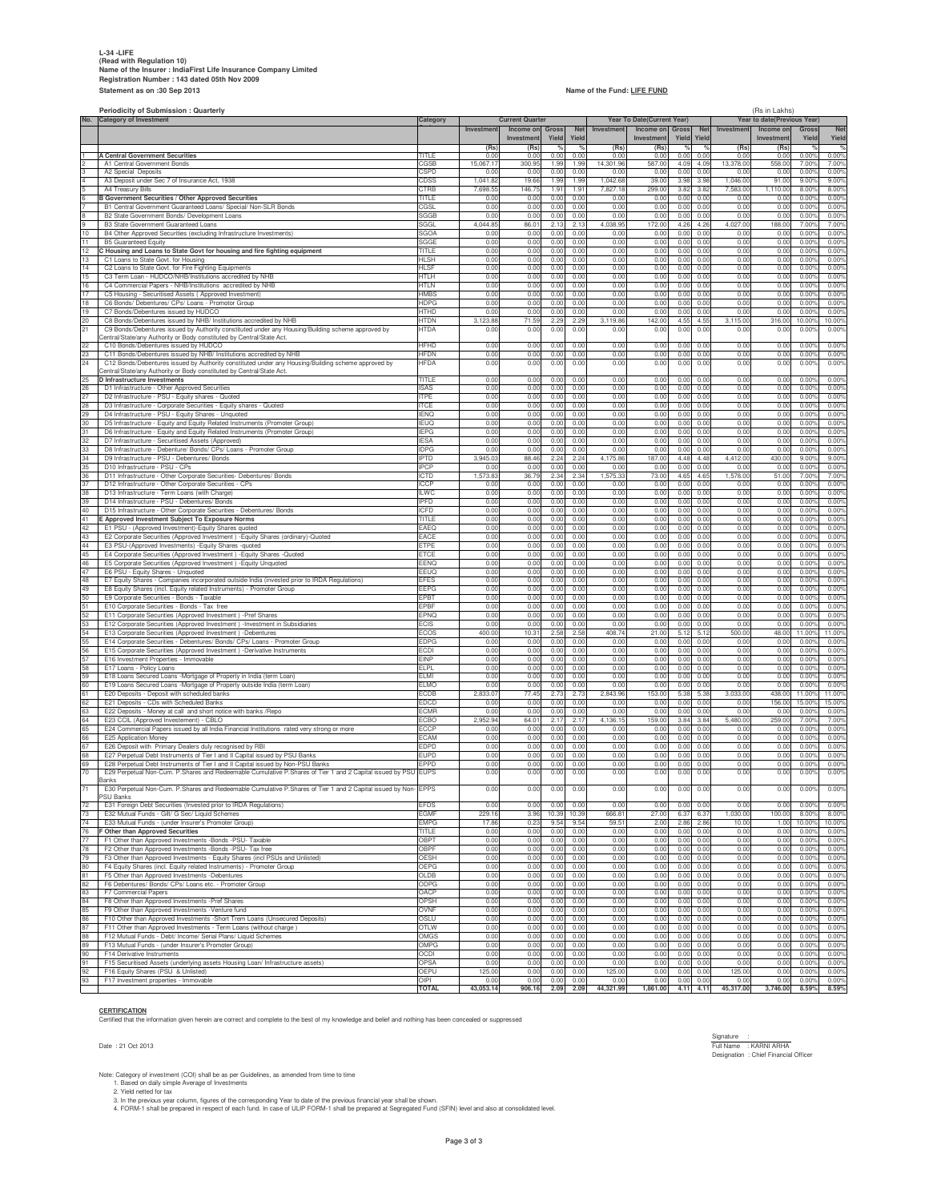**L-34 -LIFE**
**(Read with Regulation 10)**
**Name of the Insurer : IndiaFirst Life Insurance Company Limited**
**Registration Number : 143 dated 05th Nov 2009**
**Statement as on :30 Sep 2013**

**Name of the Fund: LIFE FUND**

**Periodicity of Submission : Quarterly** (Rs in Lakhs)

| No. | Category of Investment | Category Code | Current Quarter | | | | Year To Date(Current Year) | | | | Year to date(Previous Year) | | | |
|---|---|---|---|---|---|---|---|---|---|---|---|---|---|---|
| | | | Investment | Income on Investment | Gross Yield | Net Yield | Investment | Income on Investment | Gross Yield | Net Yield | Investment | Income on Investment | Gross Yield | Net Yield |
| | | | (Rs) | (Rs) | % | % | (Rs) | (Rs) | % | % | (Rs) | (Rs) | % | % |
| 1 | A Central Government Securities | TITLE | 0.00 | 0.00 | 0.00 | 0.00 | 0.00 | 0.00 | 0.00 | 0.00 | 0.00 | 0.00 | 0.00% | 0.00% |
| 2 | A1 Central Government Bonds | CGSB | 15,067.17 | 300.95 | 1.99 | 1.99 | 14,301.96 | 587.00 | 4.09 | 4.09 | 13,378.00 | 558.00 | 7.00% | 7.00% |
| 3 | A2 Special Deposits | CSPD | 0.00 | 0.00 | 0.00 | 0.00 | 0.00 | 0.00 | 0.00 | 0.00 | 0.00 | 0.00 | 0.00% | 0.00% |
| 4 | A3 Deposit under Sec 7 of Insurance Act, 1938 | CDSS | 1,041.82 | 19.66 | 1.99 | 1.99 | 1,042.68 | 39.00 | 3.98 | 3.98 | 1,046.00 | 91.00 | 9.00% | 9.00% |
| 5 | A4 Treasury Bills | CTRB | 7,698.55 | 146.75 | 1.91 | 1.91 | 7,827.18 | 299.00 | 3.82 | 3.82 | 7,583.00 | 1,110.00 | 8.00% | 8.00% |
| 6 | B Government Securities / Other Approved Securities | TITLE | 0.00 | 0.00 | 0.00 | 0.00 | 0.00 | 0.00 | 0.00 | 0.00 | 0.00 | 0.00 | 0.00% | 0.00% |
| 7 | B1 Central Government Guaranteed Loans/ Special/ Non-SLR Bonds | CGSL | 0.00 | 0.00 | 0.00 | 0.00 | 0.00 | 0.00 | 0.00 | 0.00 | 0.00 | 0.00 | 0.00% | 0.00% |
| 8 | B2 State Government Bonds/ Development Loans | SGGB | 0.00 | 0.00 | 0.00 | 0.00 | 0.00 | 0.00 | 0.00 | 0.00 | 0.00 | 0.00 | 0.00% | 0.00% |
| 9 | B3 State Government Guaranteed Loans | SGGL | 4,044.85 | 86.01 | 2.13 | 2.13 | 4,038.95 | 172.00 | 4.26 | 4.26 | 4,027.00 | 188.00 | 7.00% | 7.00% |
| 10 | B4 Other Approved Securities (excluding Infrastructure Investments) | SGOA | 0.00 | 0.00 | 0.00 | 0.00 | 0.00 | 0.00 | 0.00 | 0.00 | 0.00 | 0.00 | 0.00% | 0.00% |
| 11 | B5 Guaranteed Equity | SGGE | 0.00 | 0.00 | 0.00 | 0.00 | 0.00 | 0.00 | 0.00 | 0.00 | 0.00 | 0.00 | 0.00% | 0.00% |
| 12 | C Housing and Loans to State Govt for housing and fire fighting equipment | TITLE | 0.00 | 0.00 | 0.00 | 0.00 | 0.00 | 0.00 | 0.00 | 0.00 | 0.00 | 0.00 | 0.00% | 0.00% |
| 13 | C1 Loans to State Govt. for Housing | HLSH | 0.00 | 0.00 | 0.00 | 0.00 | 0.00 | 0.00 | 0.00 | 0.00 | 0.00 | 0.00 | 0.00% | 0.00% |
| 14 | C2 Loans to State Govt. for Fire Fighting Equipments | HLSF | 0.00 | 0.00 | 0.00 | 0.00 | 0.00 | 0.00 | 0.00 | 0.00 | 0.00 | 0.00 | 0.00% | 0.00% |
| 15 | C3 Term Loan - HUDCO/NHB/Institutions accredited by NHB | HTLH | 0.00 | 0.00 | 0.00 | 0.00 | 0.00 | 0.00 | 0.00 | 0.00 | 0.00 | 0.00 | 0.00% | 0.00% |
| 16 | C4 Commercial Papers - NHB/Institutions accredited by NHB | HTLN | 0.00 | 0.00 | 0.00 | 0.00 | 0.00 | 0.00 | 0.00 | 0.00 | 0.00 | 0.00 | 0.00% | 0.00% |
| 17 | C5 Housing - Securitised Assets ( Approved Investment) | HMBS | 0.00 | 0.00 | 0.00 | 0.00 | 0.00 | 0.00 | 0.00 | 0.00 | 0.00 | 0.00 | 0.00% | 0.00% |
| 18 | C6 Bonds/ Debentures/ CPs/ Loans - Promoter Group | HDPG | 0.00 | 0.00 | 0.00 | 0.00 | 0.00 | 0.00 | 0.00 | 0.00 | 0.00 | 0.00 | 0.00% | 0.00% |
| 19 | C7 Bonds/Debentures issued by HUDCO | HTHD | 0.00 | 0.00 | 0.00 | 0.00 | 0.00 | 0.00 | 0.00 | 0.00 | 0.00 | 0.00 | 0.00% | 0.00% |
| 20 | C8 Bonds/Debentures issued by NHB/ Institutions accredited by NHB | HTDN | 3,123.88 | 71.59 | 2.29 | 2.29 | 3,119.86 | 142.00 | 4.55 | 4.55 | 3,115.00 | 316.00 | 10.00% | 10.00% |
| 21 | C9 Bonds/Debentures issued by Authority constituted under any Housing/Building scheme approved by Central/State/any Authority or Body constituted by Central/State Act. | HTDA | 0.00 | 0.00 | 0.00 | 0.00 | 0.00 | 0.00 | 0.00 | 0.00 | 0.00 | 0.00 | 0.00% | 0.00% |
| 22 | C10 Bonds/Debentures issued by HUDCO | HFHD | 0.00 | 0.00 | 0.00 | 0.00 | 0.00 | 0.00 | 0.00 | 0.00 | 0.00 | 0.00 | 0.00% | 0.00% |
| 23 | C11 Bonds/Debentures issued by NHB/ Institutions accredited by NHB | HFDN | 0.00 | 0.00 | 0.00 | 0.00 | 0.00 | 0.00 | 0.00 | 0.00 | 0.00 | 0.00 | 0.00% | 0.00% |
| 24 | C12 Bonds/Debentures issued by Authority constituted under any Housing/Building scheme approved by Central/State/any Authority or Body constituted by Central/State Act. | HFDA | 0.00 | 0.00 | 0.00 | 0.00 | 0.00 | 0.00 | 0.00 | 0.00 | 0.00 | 0.00 | 0.00% | 0.00% |
| 25 | D Infrastructure Investments | TITLE | 0.00 | 0.00 | 0.00 | 0.00 | 0.00 | 0.00 | 0.00 | 0.00 | 0.00 | 0.00 | 0.00% | 0.00% |
| 26 | D1 Infrastructure - Other Approved Securities | ISAS | 0.00 | 0.00 | 0.00 | 0.00 | 0.00 | 0.00 | 0.00 | 0.00 | 0.00 | 0.00 | 0.00% | 0.00% |
| 27 | D2 Infrastructure - PSU - Equity shares - Quoted | ITPE | 0.00 | 0.00 | 0.00 | 0.00 | 0.00 | 0.00 | 0.00 | 0.00 | 0.00 | 0.00 | 0.00% | 0.00% |
| 28 | D3 Infrastructure - Corporate Securities - Equity shares - Quoted | ITCE | 0.00 | 0.00 | 0.00 | 0.00 | 0.00 | 0.00 | 0.00 | 0.00 | 0.00 | 0.00 | 0.00% | 0.00% |
| 29 | D4 Infrastructure - PSU - Equity Shares - Unquoted | IENQ | 0.00 | 0.00 | 0.00 | 0.00 | 0.00 | 0.00 | 0.00 | 0.00 | 0.00 | 0.00 | 0.00% | 0.00% |
| 30 | D5 Infrastructure - Equity and Equity Related Instruments (Promoter Group) | IEUQ | 0.00 | 0.00 | 0.00 | 0.00 | 0.00 | 0.00 | 0.00 | 0.00 | 0.00 | 0.00 | 0.00% | 0.00% |
| 31 | D6 Infrastructure - Equity and Equity Related Instruments (Promoter Group) | IEPG | 0.00 | 0.00 | 0.00 | 0.00 | 0.00 | 0.00 | 0.00 | 0.00 | 0.00 | 0.00 | 0.00% | 0.00% |
| 32 | D7 Infrastructure - Securitised Assets (Approved) | IESA | 0.00 | 0.00 | 0.00 | 0.00 | 0.00 | 0.00 | 0.00 | 0.00 | 0.00 | 0.00 | 0.00% | 0.00% |
| 33 | D8 Infrastructure - Debenture/ Bonds/ CPs/ Loans - Promoter Group | IDPG | 0.00 | 0.00 | 0.00 | 0.00 | 0.00 | 0.00 | 0.00 | 0.00 | 0.00 | 0.00 | 0.00% | 0.00% |
| 34 | D9 Infrastructure - PSU - Debentures/ Bonds | IPTD | 3,945.03 | 88.46 | 2.24 | 2.24 | 4,175.86 | 187.00 | 4.48 | 4.48 | 4,412.00 | 430.00 | 9.00% | 9.00% |
| 35 | D10 Infrastructure - PSU - CPs | IPCP | 0.00 | 0.00 | 0.00 | 0.00 | 0.00 | 0.00 | 0.00 | 0.00 | 0.00 | 0.00 | 0.00% | 0.00% |
| 36 | D11 Infrastructure - Other Corporate Securities- Debentures/ Bonds | ICTD | 1,573.83 | 36.79 | 2.34 | 2.34 | 1,575.33 | 73.00 | 4.65 | 4.65 | 1,578.00 | 51.00 | 7.00% | 7.00% |
| 37 | D12 Infrastructure - Other Corporate Securities - CPs | ICCP | 0.00 | 0.00 | 0.00 | 0.00 | 0.00 | 0.00 | 0.00 | 0.00 | 0.00 | 0.00 | 0.00% | 0.00% |
| 38 | D13 Infrastructure - Term Loans (with Charge) | ILWC | 0.00 | 0.00 | 0.00 | 0.00 | 0.00 | 0.00 | 0.00 | 0.00 | 0.00 | 0.00 | 0.00% | 0.00% |
| 39 | D14 Infrastructure - PSU - Debentures/ Bonds | IPFD | 0.00 | 0.00 | 0.00 | 0.00 | 0.00 | 0.00 | 0.00 | 0.00 | 0.00 | 0.00 | 0.00% | 0.00% |
| 40 | D15 Infrastructure - Other Corporate Securities - Debentures/ Bonds | ICFD | 0.00 | 0.00 | 0.00 | 0.00 | 0.00 | 0.00 | 0.00 | 0.00 | 0.00 | 0.00 | 0.00% | 0.00% |
| 41 | E Approved Investment Subject To Exposure Norms | TITLE | 0.00 | 0.00 | 0.00 | 0.00 | 0.00 | 0.00 | 0.00 | 0.00 | 0.00 | 0.00 | 0.00% | 0.00% |
| 42 | E1 PSU - (Approved Investment)-Equity Shares quoted | EAEQ | 0.00 | 0.00 | 0.00 | 0.00 | 0.00 | 0.00 | 0.00 | 0.00 | 0.00 | 0.00 | 0.00% | 0.00% |
| 43 | E2 Corporate Securities (Approved Investment ) -Equity Shares (ordinary)-Quoted | EACE | 0.00 | 0.00 | 0.00 | 0.00 | 0.00 | 0.00 | 0.00 | 0.00 | 0.00 | 0.00 | 0.00% | 0.00% |
| 44 | E3 PSU-(Approved Investments) -Equity Shares -quoted | ETPE | 0.00 | 0.00 | 0.00 | 0.00 | 0.00 | 0.00 | 0.00 | 0.00 | 0.00 | 0.00 | 0.00% | 0.00% |
| 45 | E4 Corporate Securities (Approved Investment ) -Equity Shares -Quoted | ETCE | 0.00 | 0.00 | 0.00 | 0.00 | 0.00 | 0.00 | 0.00 | 0.00 | 0.00 | 0.00 | 0.00% | 0.00% |
| 46 | E5 Corporate Securities (Approved Investment ) -Equity Unquoted | EENQ | 0.00 | 0.00 | 0.00 | 0.00 | 0.00 | 0.00 | 0.00 | 0.00 | 0.00 | 0.00 | 0.00% | 0.00% |
| 47 | E6 PSU - Equity Shares - Unquoted | EEUQ | 0.00 | 0.00 | 0.00 | 0.00 | 0.00 | 0.00 | 0.00 | 0.00 | 0.00 | 0.00 | 0.00% | 0.00% |
| 48 | E7 Equity Shares - Companies incorporated outside India (invested prior to IRDA Regulations) | EFES | 0.00 | 0.00 | 0.00 | 0.00 | 0.00 | 0.00 | 0.00 | 0.00 | 0.00 | 0.00 | 0.00% | 0.00% |
| 49 | E8 Equity Shares (incl. Equity related Instruments) - Promoter Group | EEPG | 0.00 | 0.00 | 0.00 | 0.00 | 0.00 | 0.00 | 0.00 | 0.00 | 0.00 | 0.00 | 0.00% | 0.00% |
| 50 | E9 Corporate Securities - Bonds - Taxable | EPBT | 0.00 | 0.00 | 0.00 | 0.00 | 0.00 | 0.00 | 0.00 | 0.00 | 0.00 | 0.00 | 0.00% | 0.00% |
| 51 | E10 Corporate Securities - Bonds - Tax free | EPBF | 0.00 | 0.00 | 0.00 | 0.00 | 0.00 | 0.00 | 0.00 | 0.00 | 0.00 | 0.00 | 0.00% | 0.00% |
| 52 | E11 Corporate Securities (Approved Investment ) -Pref Shares | EPNQ | 0.00 | 0.00 | 0.00 | 0.00 | 0.00 | 0.00 | 0.00 | 0.00 | 0.00 | 0.00 | 0.00% | 0.00% |
| 53 | E12 Corporate Securities (Approved Investment ) -Investment in Subsidiaries | ECIS | 0.00 | 0.00 | 0.00 | 0.00 | 0.00 | 0.00 | 0.00 | 0.00 | 0.00 | 0.00 | 0.00% | 0.00% |
| 54 | E13 Corporate Securities (Approved Investment ) -Debentures | ECOS | 400.00 | 10.31 | 2.58 | 2.58 | 408.74 | 21.00 | 5.12 | 5.12 | 500.00 | 48.00 | 11.00% | 11.00% |
| 55 | E14 Corporate Securities - Debentures/ Bonds/ CPs/ Loans - Promoter Group | EDPG | 0.00 | 0.00 | 0.00 | 0.00 | 0.00 | 0.00 | 0.00 | 0.00 | 0.00 | 0.00 | 0.00% | 0.00% |
| 56 | E15 Corporate Securities (Approved Investment ) -Derivative Instruments | ECDI | 0.00 | 0.00 | 0.00 | 0.00 | 0.00 | 0.00 | 0.00 | 0.00 | 0.00 | 0.00 | 0.00% | 0.00% |
| 57 | E16 Investment Properties - Immovable | EINP | 0.00 | 0.00 | 0.00 | 0.00 | 0.00 | 0.00 | 0.00 | 0.00 | 0.00 | 0.00 | 0.00% | 0.00% |
| 58 | E17 Loans - Policy Loans | ELPL | 0.00 | 0.00 | 0.00 | 0.00 | 0.00 | 0.00 | 0.00 | 0.00 | 0.00 | 0.00 | 0.00% | 0.00% |
| 59 | E18 Loans Secured Loans -Mortgage of Property in India (term Loan) | ELMI | 0.00 | 0.00 | 0.00 | 0.00 | 0.00 | 0.00 | 0.00 | 0.00 | 0.00 | 0.00 | 0.00% | 0.00% |
| 60 | E19 Loans Secured Loans -Mortgage of Property outside India (term Loan) | ELMO | 0.00 | 0.00 | 0.00 | 0.00 | 0.00 | 0.00 | 0.00 | 0.00 | 0.00 | 0.00 | 0.00% | 0.00% |
| 61 | E20 Deposits - Deposit with scheduled banks | ECDB | 2,833.07 | 77.45 | 2.73 | 2.73 | 2,843.96 | 153.00 | 5.38 | 5.38 | 3,033.00 | 438.00 | 11.00% | 11.00% |
| 62 | E21 Deposits - CDs with Scheduled Banks | EDCD | 0.00 | 0.00 | 0.00 | 0.00 | 0.00 | 0.00 | 0.00 | 0.00 | 0.00 | 156.00 | 15.00% | 15.00% |
| 63 | E22 Deposits - Money at call and short notice with banks /Repo | ECMR | 0.00 | 0.00 | 0.00 | 0.00 | 0.00 | 0.00 | 0.00 | 0.00 | 0.00 | 0.00 | 0.00% | 0.00% |
| 64 | E23 CCIL (Approved Investement) - CBLO | ECBO | 2,952.94 | 64.01 | 2.17 | 2.17 | 4,136.15 | 159.00 | 3.84 | 3.84 | 5,480.00 | 259.00 | 7.00% | 7.00% |
| 65 | E24 Commercial Papers issued by all India Financial Institutions rated very strong or more | ECCP | 0.00 | 0.00 | 0.00 | 0.00 | 0.00 | 0.00 | 0.00 | 0.00 | 0.00 | 0.00 | 0.00% | 0.00% |
| 66 | E25 Application Money | ECAM | 0.00 | 0.00 | 0.00 | 0.00 | 0.00 | 0.00 | 0.00 | 0.00 | 0.00 | 0.00 | 0.00% | 0.00% |
| 67 | E26 Deposit with Primary Dealers duly recognised by RBI | EDPD | 0.00 | 0.00 | 0.00 | 0.00 | 0.00 | 0.00 | 0.00 | 0.00 | 0.00 | 0.00 | 0.00% | 0.00% |
| 68 | E27 Perpetual Debt Instruments of Tier I and II Capital issued by PSU Banks | EUPD | 0.00 | 0.00 | 0.00 | 0.00 | 0.00 | 0.00 | 0.00 | 0.00 | 0.00 | 0.00 | 0.00% | 0.00% |
| 69 | E28 Perpetual Debt Instruments of Tier I and II Capital issued by Non-PSU Banks | EPPD | 0.00 | 0.00 | 0.00 | 0.00 | 0.00 | 0.00 | 0.00 | 0.00 | 0.00 | 0.00 | 0.00% | 0.00% |
| 70 | E29 Perpetual Non-Cum. P.Shares and Redeemable Cumulative P.Shares of Tier 1 and 2 Capital issued by PSU Banks | EUPS | 0.00 | 0.00 | 0.00 | 0.00 | 0.00 | 0.00 | 0.00 | 0.00 | 0.00 | 0.00 | 0.00% | 0.00% |
| 71 | E30 Perpetual Non-Cum. P.Shares and Redeemable Cumulative P.Shares of Tier 1 and 2 Capital issued by Non-PSU Banks | EPPS | 0.00 | 0.00 | 0.00 | 0.00 | 0.00 | 0.00 | 0.00 | 0.00 | 0.00 | 0.00 | 0.00% | 0.00% |
| 72 | E31 Foreign Debt Securities (Invested prior to IRDA Regulations) | EFDS | 0.00 | 0.00 | 0.00 | 0.00 | 0.00 | 0.00 | 0.00 | 0.00 | 0.00 | 0.00 | 0.00% | 0.00% |
| 73 | E32 Mutual Funds - Gilt/ G Sec/ Liquid Schemes | EGMF | 229.16 | 3.96 | 10.39 | 10.39 | 666.81 | 27.00 | 6.37 | 6.37 | 1,030.00 | 100.00 | 8.00% | 8.00% |
| 74 | E33 Mutual Funds - (under Insurer's Promoter Group) | EMPG | 17.86 | 0.23 | 9.54 | 9.54 | 59.51 | 2.00 | 2.86 | 2.86 | 10.00 | 1.00 | 10.00% | 10.00% |
| 76 | F Other than Approved Securities | TITLE | 0.00 | 0.00 | 0.00 | 0.00 | 0.00 | 0.00 | 0.00 | 0.00 | 0.00 | 0.00 | 0.00% | 0.00% |
| 77 | F1 Other than Approved Investments -Bonds -PSU- Taxable | OBPT | 0.00 | 0.00 | 0.00 | 0.00 | 0.00 | 0.00 | 0.00 | 0.00 | 0.00 | 0.00 | 0.00% | 0.00% |
| 78 | F2 Other than Approved Investments -Bonds -PSU- Tax free | OBPF | 0.00 | 0.00 | 0.00 | 0.00 | 0.00 | 0.00 | 0.00 | 0.00 | 0.00 | 0.00 | 0.00% | 0.00% |
| 79 | F3 Other than Approved Investments - Equity Shares (incl PSUs and Unlisted) | OESH | 0.00 | 0.00 | 0.00 | 0.00 | 0.00 | 0.00 | 0.00 | 0.00 | 0.00 | 0.00 | 0.00% | 0.00% |
| 80 | F4 Equity Shares (incl. Equity related Instruments) - Promoter Group | OEPG | 0.00 | 0.00 | 0.00 | 0.00 | 0.00 | 0.00 | 0.00 | 0.00 | 0.00 | 0.00 | 0.00% | 0.00% |
| 81 | F5 Other than Approved Investments -Debentures | OLDB | 0.00 | 0.00 | 0.00 | 0.00 | 0.00 | 0.00 | 0.00 | 0.00 | 0.00 | 0.00 | 0.00% | 0.00% |
| 82 | F6 Debentures/ Bonds/ CPs/ Loans etc. - Promoter Group | ODPG | 0.00 | 0.00 | 0.00 | 0.00 | 0.00 | 0.00 | 0.00 | 0.00 | 0.00 | 0.00 | 0.00% | 0.00% |
| 83 | F7 Commercial Papers | OACP | 0.00 | 0.00 | 0.00 | 0.00 | 0.00 | 0.00 | 0.00 | 0.00 | 0.00 | 0.00 | 0.00% | 0.00% |
| 84 | F8 Other than Approved Investments -Pref Shares | OPSH | 0.00 | 0.00 | 0.00 | 0.00 | 0.00 | 0.00 | 0.00 | 0.00 | 0.00 | 0.00 | 0.00% | 0.00% |
| 85 | F9 Other than Approved Investments -Venture fund | OVNF | 0.00 | 0.00 | 0.00 | 0.00 | 0.00 | 0.00 | 0.00 | 0.00 | 0.00 | 0.00 | 0.00% | 0.00% |
| 86 | F10 Other than Approved Investments -Short Trem Loans (Unsecured Deposits) | OSLU | 0.00 | 0.00 | 0.00 | 0.00 | 0.00 | 0.00 | 0.00 | 0.00 | 0.00 | 0.00 | 0.00% | 0.00% |
| 87 | F11 Other than Approved Investments - Term Loans (without charge ) | OTLW | 0.00 | 0.00 | 0.00 | 0.00 | 0.00 | 0.00 | 0.00 | 0.00 | 0.00 | 0.00 | 0.00% | 0.00% |
| 88 | F12 Mutual Funds - Debt/ Income/ Serial Plans/ Liquid Schemes | OMGS | 0.00 | 0.00 | 0.00 | 0.00 | 0.00 | 0.00 | 0.00 | 0.00 | 0.00 | 0.00 | 0.00% | 0.00% |
| 89 | F13 Mutual Funds - (under Insurer's Promoter Group) | OMPG | 0.00 | 0.00 | 0.00 | 0.00 | 0.00 | 0.00 | 0.00 | 0.00 | 0.00 | 0.00 | 0.00% | 0.00% |
| 90 | F14 Derivative Instruments | OCDI | 0.00 | 0.00 | 0.00 | 0.00 | 0.00 | 0.00 | 0.00 | 0.00 | 0.00 | 0.00 | 0.00% | 0.00% |
| 91 | F15 Securitised Assets (underlying assets Housing Loan/ Infrastructure assets) | OPSA | 0.00 | 0.00 | 0.00 | 0.00 | 0.00 | 0.00 | 0.00 | 0.00 | 0.00 | 0.00 | 0.00% | 0.00% |
| 92 | F16 Equity Shares (PSU & Unlisted) | OEPU | 125.00 | 0.00 | 0.00 | 0.00 | 125.00 | 0.00 | 0.00 | 0.00 | 125.00 | 0.00 | 0.00% | 0.00% |
| 93 | F17 Investment properties - Immovable | OIPI | 0.00 | 0.00 | 0.00 | 0.00 | 0.00 | 0.00 | 0.00 | 0.00 | 0.00 | 0.00 | 0.00% | 0.00% |
| | | TOTAL | 43,053.14 | 906.16 | 2.09 | 2.09 | 44,321.99 | 1,861.00 | 4.11 | 4.11 | 45,317.00 | 3,746.00 | 8.59% | 8.59% |

**CERTIFICATION**
Certified that the information given herein are correct and complete to the best of my knowledge and belief and nothing has been concealed or suppressed

Signature :
Full Name : KARNI ARHA
Designation : Chief Financial Officer

Date : 21 Oct 2013

Note: Category of investment (COI) shall be as per Guidelines, as amended from time to time
1. Based on daily simple Average of Investments
2. Yield netted for tax
3. In the previous year column, figures of the corresponding Year to date of the previous financial year shall be shown.
4. FORM-1 shall be prepared in respect of each fund. In case of ULIP FORM-1 shall be prepared at Segregated Fund (SFIN) level and also at consolidated level.